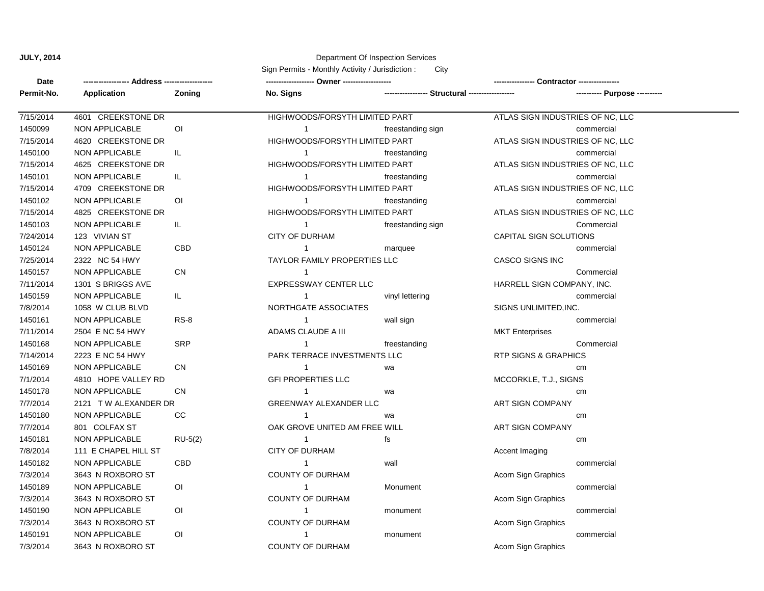**JULY, 2014**

Department Of Inspection Services

Sign Permits - Monthly Activity / Jurisdiction : City

| Date / Permit-No. | Address / Application | Zoning | Owner / No. Signs | Structural | Contractor / Purpose |
|---|---|---|---|---|---|
| 7/15/2014 | 4601 CREEKSTONE DR | | HIGHWOODS/FORSYTH LIMITED PART | | ATLAS SIGN INDUSTRIES OF NC, LLC |
| 1450099 | NON APPLICABLE | OI | 1 | freestanding sign | commercial |
| 7/15/2014 | 4620 CREEKSTONE DR | | HIGHWOODS/FORSYTH LIMITED PART | | ATLAS SIGN INDUSTRIES OF NC, LLC |
| 1450100 | NON APPLICABLE | IL | 1 | freestanding | commercial |
| 7/15/2014 | 4625 CREEKSTONE DR | | HIGHWOODS/FORSYTH LIMITED PART | | ATLAS SIGN INDUSTRIES OF NC, LLC |
| 1450101 | NON APPLICABLE | IL | 1 | freestanding | commercial |
| 7/15/2014 | 4709 CREEKSTONE DR | | HIGHWOODS/FORSYTH LIMITED PART | | ATLAS SIGN INDUSTRIES OF NC, LLC |
| 1450102 | NON APPLICABLE | OI | 1 | freestanding | commercial |
| 7/15/2014 | 4825 CREEKSTONE DR | | HIGHWOODS/FORSYTH LIMITED PART | | ATLAS SIGN INDUSTRIES OF NC, LLC |
| 1450103 | NON APPLICABLE | IL | 1 | freestanding sign | Commercial |
| 7/24/2014 | 123 VIVIAN ST | | CITY OF DURHAM | | CAPITAL SIGN SOLUTIONS |
| 1450124 | NON APPLICABLE | CBD | 1 | marquee | commercial |
| 7/25/2014 | 2322 NC 54 HWY | | TAYLOR FAMILY PROPERTIES LLC | | CASCO SIGNS INC |
| 1450157 | NON APPLICABLE | CN | 1 | | Commercial |
| 7/11/2014 | 1301 S BRIGGS AVE | | EXPRESSWAY CENTER LLC | | HARRELL SIGN COMPANY, INC. |
| 1450159 | NON APPLICABLE | IL | 1 | vinyl lettering | commercial |
| 7/8/2014 | 1058 W CLUB BLVD | | NORTHGATE ASSOCIATES | | SIGNS UNLIMITED,INC. |
| 1450161 | NON APPLICABLE | RS-8 | 1 | wall sign | commercial |
| 7/11/2014 | 2504 E NC 54 HWY | | ADAMS CLAUDE A III | | MKT Enterprises |
| 1450168 | NON APPLICABLE | SRP | 1 | freestanding | Commercial |
| 7/14/2014 | 2223 E NC 54 HWY | | PARK TERRACE INVESTMENTS LLC | | RTP SIGNS & GRAPHICS |
| 1450169 | NON APPLICABLE | CN | 1 | wa | cm |
| 7/1/2014 | 4810 HOPE VALLEY RD | | GFI PROPERTIES LLC | | MCCORKLE, T.J., SIGNS |
| 1450178 | NON APPLICABLE | CN | 1 | wa | cm |
| 7/7/2014 | 2121 T W ALEXANDER DR | | GREENWAY ALEXANDER LLC | | ART SIGN COMPANY |
| 1450180 | NON APPLICABLE | CC | 1 | wa | cm |
| 7/7/2014 | 801 COLFAX ST | | OAK GROVE UNITED AM FREE WILL | | ART SIGN COMPANY |
| 1450181 | NON APPLICABLE | RU-5(2) | 1 | fs | cm |
| 7/8/2014 | 111 E CHAPEL HILL ST | | CITY OF DURHAM | | Accent Imaging |
| 1450182 | NON APPLICABLE | CBD | 1 | wall | commercial |
| 7/3/2014 | 3643 N ROXBORO ST | | COUNTY OF DURHAM | | Acorn Sign Graphics |
| 1450189 | NON APPLICABLE | OI | 1 | Monument | commercial |
| 7/3/2014 | 3643 N ROXBORO ST | | COUNTY OF DURHAM | | Acorn Sign Graphics |
| 1450190 | NON APPLICABLE | OI | 1 | monument | commercial |
| 7/3/2014 | 3643 N ROXBORO ST | | COUNTY OF DURHAM | | Acorn Sign Graphics |
| 1450191 | NON APPLICABLE | OI | 1 | monument | commercial |
| 7/3/2014 | 3643 N ROXBORO ST | | COUNTY OF DURHAM | | Acorn Sign Graphics |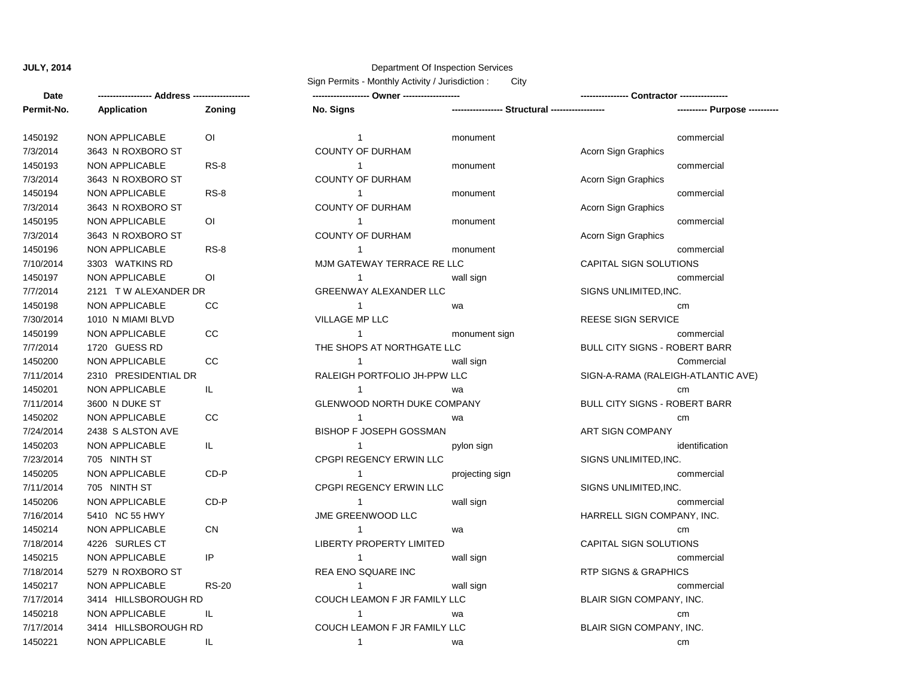**JULY, 2014**

Department Of Inspection Services

Sign Permits - Monthly Activity / Jurisdiction : City

| Permit-No. | Date | Application | Address | Zoning | No. Signs | Owner | Structural | Contractor | Purpose |
|---|---|---|---|---|---|---|---|---|---|
| 1450192 | 7/3/2014 | NON APPLICABLE | 3643 N ROXBORO ST | OI | 1 | COUNTY OF DURHAM | monument | Acorn Sign Graphics | commercial |
| 1450193 | 7/3/2014 | NON APPLICABLE | 3643 N ROXBORO ST | RS-8 | 1 | COUNTY OF DURHAM | monument | Acorn Sign Graphics | commercial |
| 1450194 | 7/3/2014 | NON APPLICABLE | 3643 N ROXBORO ST | RS-8 | 1 | COUNTY OF DURHAM | monument | Acorn Sign Graphics | commercial |
| 1450195 | 7/3/2014 | NON APPLICABLE | 3643 N ROXBORO ST | OI | 1 | COUNTY OF DURHAM | monument | Acorn Sign Graphics | commercial |
| 1450196 | 7/10/2014 | NON APPLICABLE | 3303 WATKINS RD | RS-8 | 1 | MJM GATEWAY TERRACE RE LLC | monument | CAPITAL SIGN SOLUTIONS | commercial |
| 1450197 | 7/7/2014 | NON APPLICABLE | 2121 T W ALEXANDER DR | OI | 1 | GREENWAY ALEXANDER LLC | wall sign | SIGNS UNLIMITED,INC. | commercial |
| 1450198 | 7/30/2014 | NON APPLICABLE | 1010 N MIAMI BLVD | CC | 1 | VILLAGE MP LLC | wa | REESE SIGN SERVICE | cm |
| 1450199 | 7/7/2014 | NON APPLICABLE | 1720 GUESS RD | CC | 1 | THE SHOPS AT NORTHGATE LLC | monument sign | BULL CITY SIGNS - ROBERT BARR | commercial |
| 1450200 | 7/11/2014 | NON APPLICABLE | 2310 PRESIDENTIAL DR | CC | 1 | RALEIGH PORTFOLIO JH-PPW LLC | wall sign | SIGN-A-RAMA (RALEIGH-ATLANTIC AVE) | Commercial |
| 1450201 | 7/11/2014 | NON APPLICABLE | 3600 N DUKE ST | IL | 1 | GLENWOOD NORTH DUKE COMPANY | wa | BULL CITY SIGNS - ROBERT BARR | cm |
| 1450202 | 7/24/2014 | NON APPLICABLE | 2438 S ALSTON AVE | CC | 1 | BISHOP F JOSEPH GOSSMAN | wa | ART SIGN COMPANY | cm |
| 1450203 | 7/23/2014 | NON APPLICABLE | 705 NINTH ST | IL | 1 | CPGPI REGENCY ERWIN LLC | pylon sign | SIGNS UNLIMITED,INC. | identification |
| 1450205 | 7/11/2014 | NON APPLICABLE | 705 NINTH ST | CD-P | 1 | CPGPI REGENCY ERWIN LLC | projecting sign | SIGNS UNLIMITED,INC. | commercial |
| 1450206 | 7/16/2014 | NON APPLICABLE | 5410 NC 55 HWY | CD-P | 1 | JME GREENWOOD LLC | wall sign | HARRELL SIGN COMPANY, INC. | commercial |
| 1450214 | 7/18/2014 | NON APPLICABLE | 4226 SURLES CT | CN | 1 | LIBERTY PROPERTY LIMITED | wa | CAPITAL SIGN SOLUTIONS | cm |
| 1450215 | 7/18/2014 | NON APPLICABLE | 5279 N ROXBORO ST | IP | 1 | REA ENO SQUARE INC | wall sign | RTP SIGNS & GRAPHICS | commercial |
| 1450217 | 7/17/2014 | NON APPLICABLE | 3414 HILLSBOROUGH RD | RS-20 | 1 | COUCH LEAMON F JR FAMILY LLC | wall sign | BLAIR SIGN COMPANY, INC. | commercial |
| 1450218 | 7/17/2014 | NON APPLICABLE | 3414 HILLSBOROUGH RD | IL | 1 | COUCH LEAMON F JR FAMILY LLC | wa | BLAIR SIGN COMPANY, INC. | cm |
| 1450221 | | NON APPLICABLE | | IL | 1 | | wa | | cm |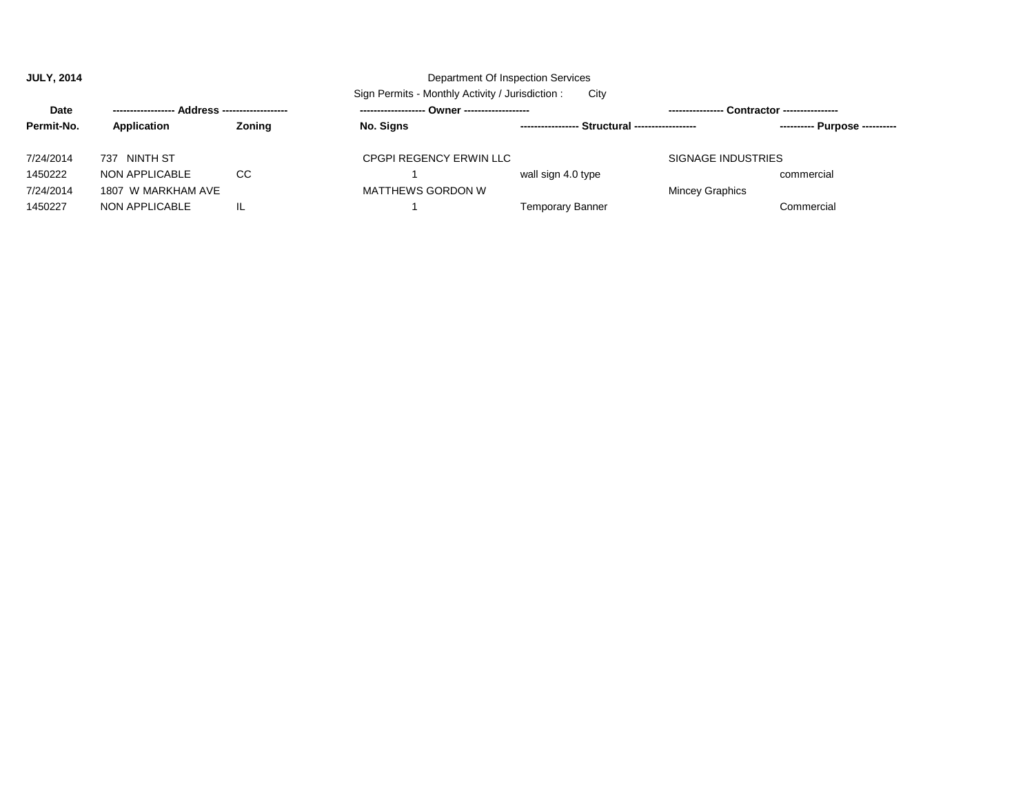**JULY, 2014**

Department Of Inspection Services

Sign Permits - Monthly Activity / Jurisdiction : City

| Date | ------------------ Address ------------------- | | ------------------- Owner ------------------- | | ---------------- Contractor ---------------- | |
|---|---|---|---|---|---|---|
| Permit-No. | Application | Zoning | No. Signs | ----------------- Structural ------------------ | | ---------- Purpose ---------- |
| 7/24/2014 | 737 NINTH ST | | CPGPI REGENCY ERWIN LLC | | SIGNAGE INDUSTRIES | |
| 1450222 | NON APPLICABLE | CC | 1 | wall sign 4.0 type | | commercial |
| 7/24/2014 | 1807 W MARKHAM AVE | | MATTHEWS GORDON W | | Mincey Graphics | |
| 1450227 | NON APPLICABLE | IL | 1 | Temporary Banner | | Commercial |